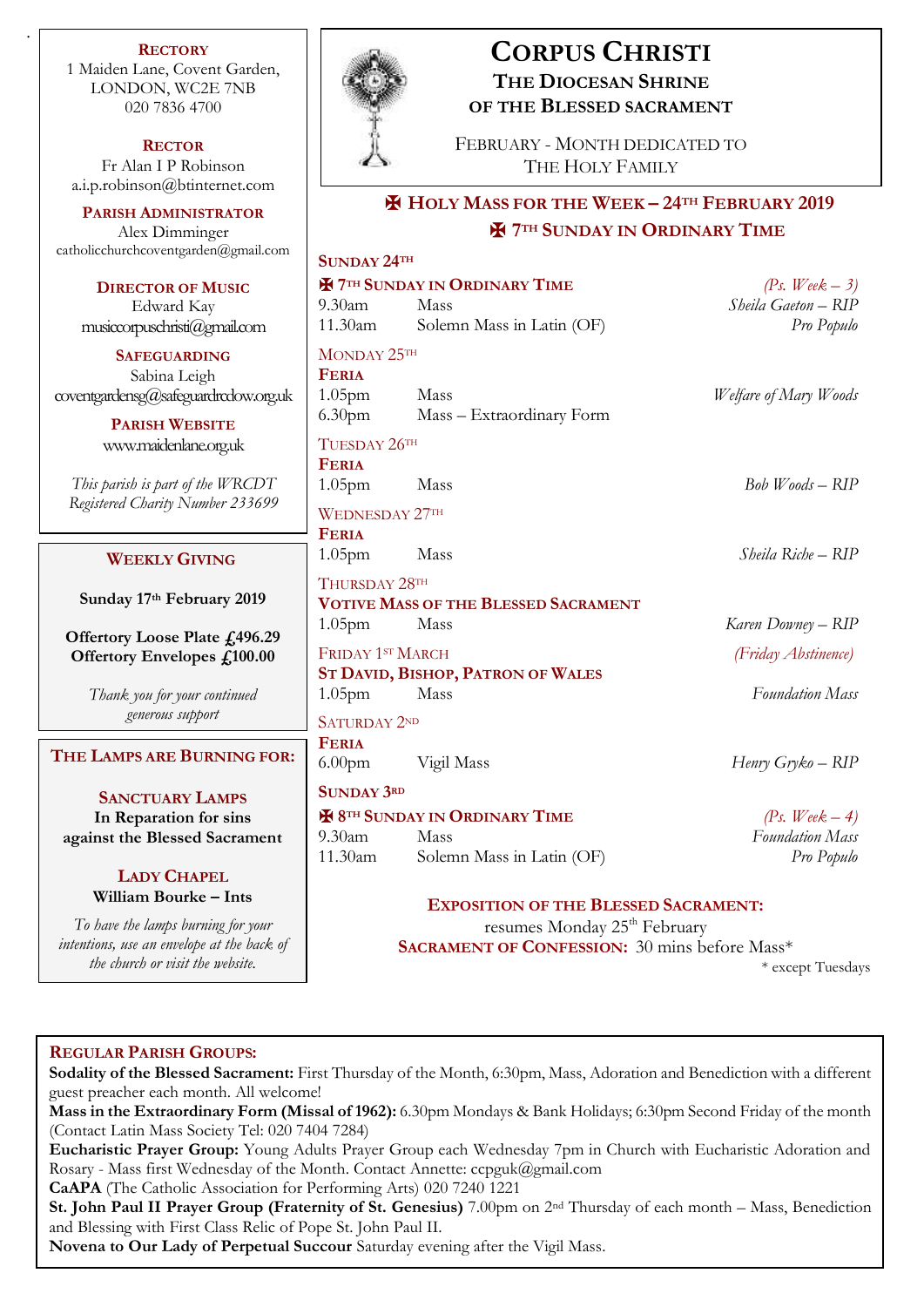# CORPUS CHRISTI

## THE DIOCESAN SHRINE OF THE BLESSED SACRAMENT

FEBRUARY - MONTH DEDICATED TO THE HOLY FAMILY

**RECTORY**
1 Maiden Lane, Covent Garden,
LONDON, WC2E 7NB
020 7836 4700

**RECTOR**
Fr Alan I P Robinson
a.i.p.robinson@btinternet.com

**PARISH ADMINISTRATOR**
Alex Dimminger
catholicchurchcoventgarden@gmail.com

**DIRECTOR OF MUSIC**
Edward Kay
musiccorpuschristi@gmail.com

**SAFEGUARDING**
Sabina Leigh
coventgardensg@safeguardrcdow.org.uk

**PARISH WEBSITE**
www.maidenlane.org.uk

*This parish is part of the WRCDT Registered Charity Number 233699*

## ✠ HOLY MASS FOR THE WEEK – 24TH FEBRUARY 2019

## ✠ 7TH SUNDAY IN ORDINARY TIME

**SUNDAY 24TH**

**✠ 7TH SUNDAY IN ORDINARY TIME** *(Ps. Week – 3)*

| | | |
|---|---|---|
| 9.30am | Mass | *Sheila Gaeton – RIP* |
| 11.30am | Solemn Mass in Latin (OF) | *Pro Populo* |

MONDAY 25TH
**FERIA**

| | | |
|---|---|---|
| 1.05pm | Mass | *Welfare of Mary Woods* |
| 6.30pm | Mass – Extraordinary Form | |

TUESDAY 26TH
**FERIA**

| | | |
|---|---|---|
| 1.05pm | Mass | *Bob Woods – RIP* |

WEDNESDAY 27TH
**FERIA**

| | | |
|---|---|---|
| 1.05pm | Mass | *Sheila Riche – RIP* |

THURSDAY 28TH
**VOTIVE MASS OF THE BLESSED SACRAMENT**

| | | |
|---|---|---|
| 1.05pm | Mass | *Karen Downey – RIP* |

FRIDAY 1ST MARCH *(Friday Abstinence)*
**ST DAVID, BISHOP, PATRON OF WALES**

| | | |
|---|---|---|
| 1.05pm | Mass | *Foundation Mass* |

SATURDAY 2ND
**FERIA**

| | | |
|---|---|---|
| 6.00pm | Vigil Mass | *Henry Gryko – RIP* |

**SUNDAY 3RD**

**✠ 8TH SUNDAY IN ORDINARY TIME** *(Ps. Week – 4)*

| | | |
|---|---|---|
| 9.30am | Mass | *Foundation Mass* |
| 11.30am | Solemn Mass in Latin (OF) | *Pro Populo* |

**EXPOSITION OF THE BLESSED SACRAMENT:**
resumes Monday 25th February
**SACRAMENT OF CONFESSION:** 30 mins before Mass*
* except Tuesdays

### WEEKLY GIVING

**Sunday 17th February 2019**

**Offertory Loose Plate £496.29**
**Offertory Envelopes £100.00**

*Thank you for your continued generous support*

### THE LAMPS ARE BURNING FOR:

**SANCTUARY LAMPS**
**In Reparation for sins against the Blessed Sacrament**

**LADY CHAPEL**
**William Bourke – Ints**

*To have the lamps burning for your intentions, use an envelope at the back of the church or visit the website.*

### REGULAR PARISH GROUPS:

**Sodality of the Blessed Sacrament:** First Thursday of the Month, 6:30pm, Mass, Adoration and Benediction with a different guest preacher each month. All welcome!

**Mass in the Extraordinary Form (Missal of 1962):** 6.30pm Mondays & Bank Holidays; 6:30pm Second Friday of the month (Contact Latin Mass Society Tel: 020 7404 7284)

**Eucharistic Prayer Group:** Young Adults Prayer Group each Wednesday 7pm in Church with Eucharistic Adoration and Rosary - Mass first Wednesday of the Month. Contact Annette: ccpguk@gmail.com

**CaAPA** (The Catholic Association for Performing Arts) 020 7240 1221

**St. John Paul II Prayer Group (Fraternity of St. Genesius)** 7.00pm on 2nd Thursday of each month – Mass, Benediction and Blessing with First Class Relic of Pope St. John Paul II.

**Novena to Our Lady of Perpetual Succour** Saturday evening after the Vigil Mass.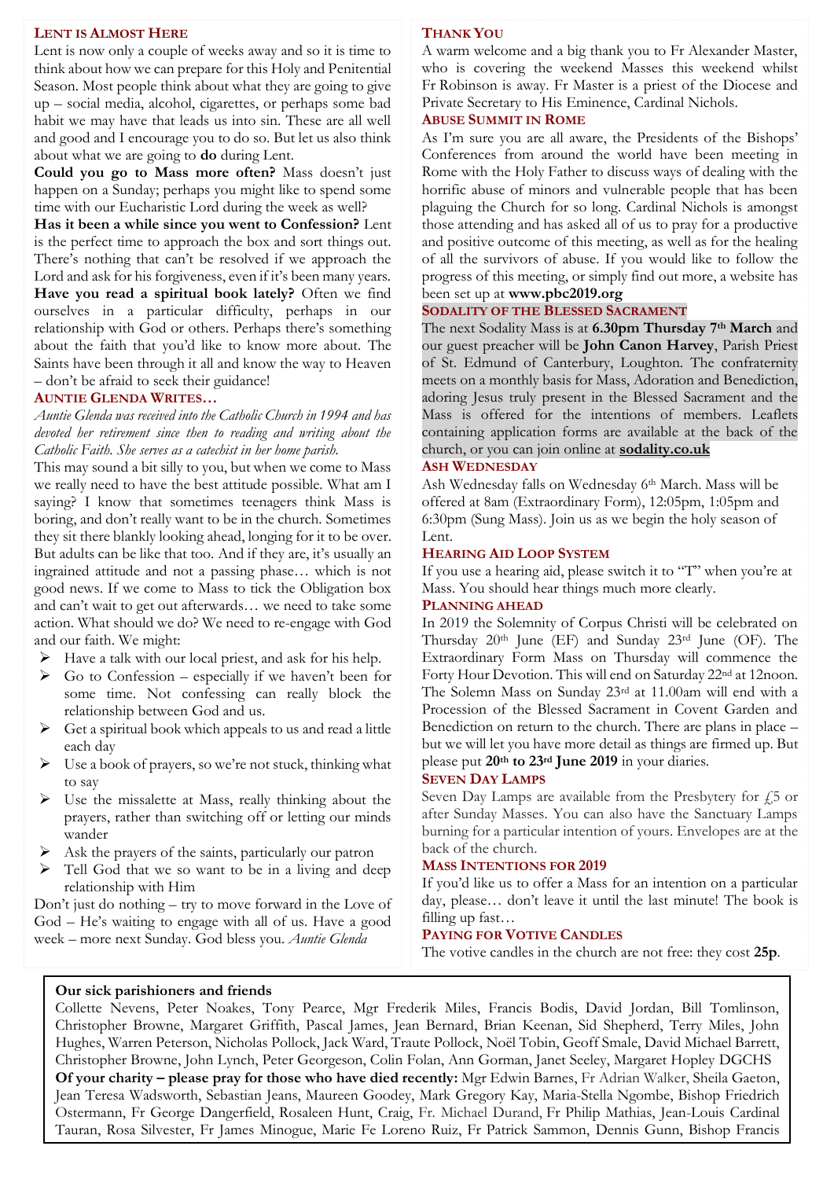## Lent is Almost Here

Lent is now only a couple of weeks away and so it is time to think about how we can prepare for this Holy and Penitential Season. Most people think about what they are going to give up – social media, alcohol, cigarettes, or perhaps some bad habit we may have that leads us into sin. These are all well and good and I encourage you to do so. But let us also think about what we are going to **do** during Lent.

**Could you go to Mass more often?** Mass doesn't just happen on a Sunday; perhaps you might like to spend some time with our Eucharistic Lord during the week as well?

**Has it been a while since you went to Confession?** Lent is the perfect time to approach the box and sort things out. There's nothing that can't be resolved if we approach the Lord and ask for his forgiveness, even if it's been many years.

**Have you read a spiritual book lately?** Often we find ourselves in a particular difficulty, perhaps in our relationship with God or others. Perhaps there's something about the faith that you'd like to know more about. The Saints have been through it all and know the way to Heaven – don't be afraid to seek their guidance!

## Auntie Glenda Writes…

*Auntie Glenda was received into the Catholic Church in 1994 and has devoted her retirement since then to reading and writing about the Catholic Faith. She serves as a catechist in her home parish.*

This may sound a bit silly to you, but when we come to Mass we really need to have the best attitude possible. What am I saying? I know that sometimes teenagers think Mass is boring, and don't really want to be in the church. Sometimes they sit there blankly looking ahead, longing for it to be over. But adults can be like that too. And if they are, it's usually an ingrained attitude and not a passing phase… which is not good news. If we come to Mass to tick the Obligation box and can't wait to get out afterwards… we need to take some action. What should we do? We need to re-engage with God and our faith. We might:

- Have a talk with our local priest, and ask for his help.
- Go to Confession – especially if we haven't been for some time. Not confessing can really block the relationship between God and us.
- Get a spiritual book which appeals to us and read a little each day
- Use a book of prayers, so we're not stuck, thinking what to say
- Use the missalette at Mass, really thinking about the prayers, rather than switching off or letting our minds wander
- Ask the prayers of the saints, particularly our patron
- Tell God that we so want to be in a living and deep relationship with Him

Don't just do nothing – try to move forward in the Love of God – He's waiting to engage with all of us. Have a good week – more next Sunday. God bless you. *Auntie Glenda*

## Thank You

A warm welcome and a big thank you to Fr Alexander Master, who is covering the weekend Masses this weekend whilst Fr Robinson is away. Fr Master is a priest of the Diocese and Private Secretary to His Eminence, Cardinal Nichols.

## Abuse Summit in Rome

As I'm sure you are all aware, the Presidents of the Bishops' Conferences from around the world have been meeting in Rome with the Holy Father to discuss ways of dealing with the horrific abuse of minors and vulnerable people that has been plaguing the Church for so long. Cardinal Nichols is amongst those attending and has asked all of us to pray for a productive and positive outcome of this meeting, as well as for the healing of all the survivors of abuse. If you would like to follow the progress of this meeting, or simply find out more, a website has been set up at **www.pbc2019.org**

## Sodality of the Blessed Sacrament

The next Sodality Mass is at **6.30pm Thursday 7th March** and our guest preacher will be **John Canon Harvey**, Parish Priest of St. Edmund of Canterbury, Loughton. The confraternity meets on a monthly basis for Mass, Adoration and Benediction, adoring Jesus truly present in the Blessed Sacrament and the Mass is offered for the intentions of members. Leaflets containing application forms are available at the back of the church, or you can join online at **sodality.co.uk**

## Ash Wednesday

Ash Wednesday falls on Wednesday 6th March. Mass will be offered at 8am (Extraordinary Form), 12:05pm, 1:05pm and 6:30pm (Sung Mass). Join us as we begin the holy season of Lent.

## Hearing Aid Loop System

If you use a hearing aid, please switch it to "T" when you're at Mass. You should hear things much more clearly.

## Planning ahead

In 2019 the Solemnity of Corpus Christi will be celebrated on Thursday 20th June (EF) and Sunday 23rd June (OF). The Extraordinary Form Mass on Thursday will commence the Forty Hour Devotion. This will end on Saturday 22nd at 12noon. The Solemn Mass on Sunday 23rd at 11.00am will end with a Procession of the Blessed Sacrament in Covent Garden and Benediction on return to the church. There are plans in place – but we will let you have more detail as things are firmed up. But please put **20th to 23rd June 2019** in your diaries.

## Seven Day Lamps

Seven Day Lamps are available from the Presbytery for £5 or after Sunday Masses. You can also have the Sanctuary Lamps burning for a particular intention of yours. Envelopes are at the back of the church.

## Mass Intentions for 2019

If you'd like us to offer a Mass for an intention on a particular day, please… don't leave it until the last minute! The book is filling up fast…

## Paying for Votive Candles

The votive candles in the church are not free: they cost **25p**.

**Our sick parishioners and friends**

Collette Nevens, Peter Noakes, Tony Pearce, Mgr Frederik Miles, Francis Bodis, David Jordan, Bill Tomlinson, Christopher Browne, Margaret Griffith, Pascal James, Jean Bernard, Brian Keenan, Sid Shepherd, Terry Miles, John Hughes, Warren Peterson, Nicholas Pollock, Jack Ward, Traute Pollock, Noël Tobin, Geoff Smale, David Michael Barrett, Christopher Browne, John Lynch, Peter Georgeson, Colin Folan, Ann Gorman, Janet Seeley, Margaret Hopley DGCHS

**Of your charity – please pray for those who have died recently:** Mgr Edwin Barnes, Fr Adrian Walker, Sheila Gaeton, Jean Teresa Wadsworth, Sebastian Jeans, Maureen Goodey, Mark Gregory Kay, Maria-Stella Ngombe, Bishop Friedrich Ostermann, Fr George Dangerfield, Rosaleen Hunt, Craig, Fr. Michael Durand, Fr Philip Mathias, Jean-Louis Cardinal Tauran, Rosa Silvester, Fr James Minogue, Marie Fe Loreno Ruiz, Fr Patrick Sammon, Dennis Gunn, Bishop Francis